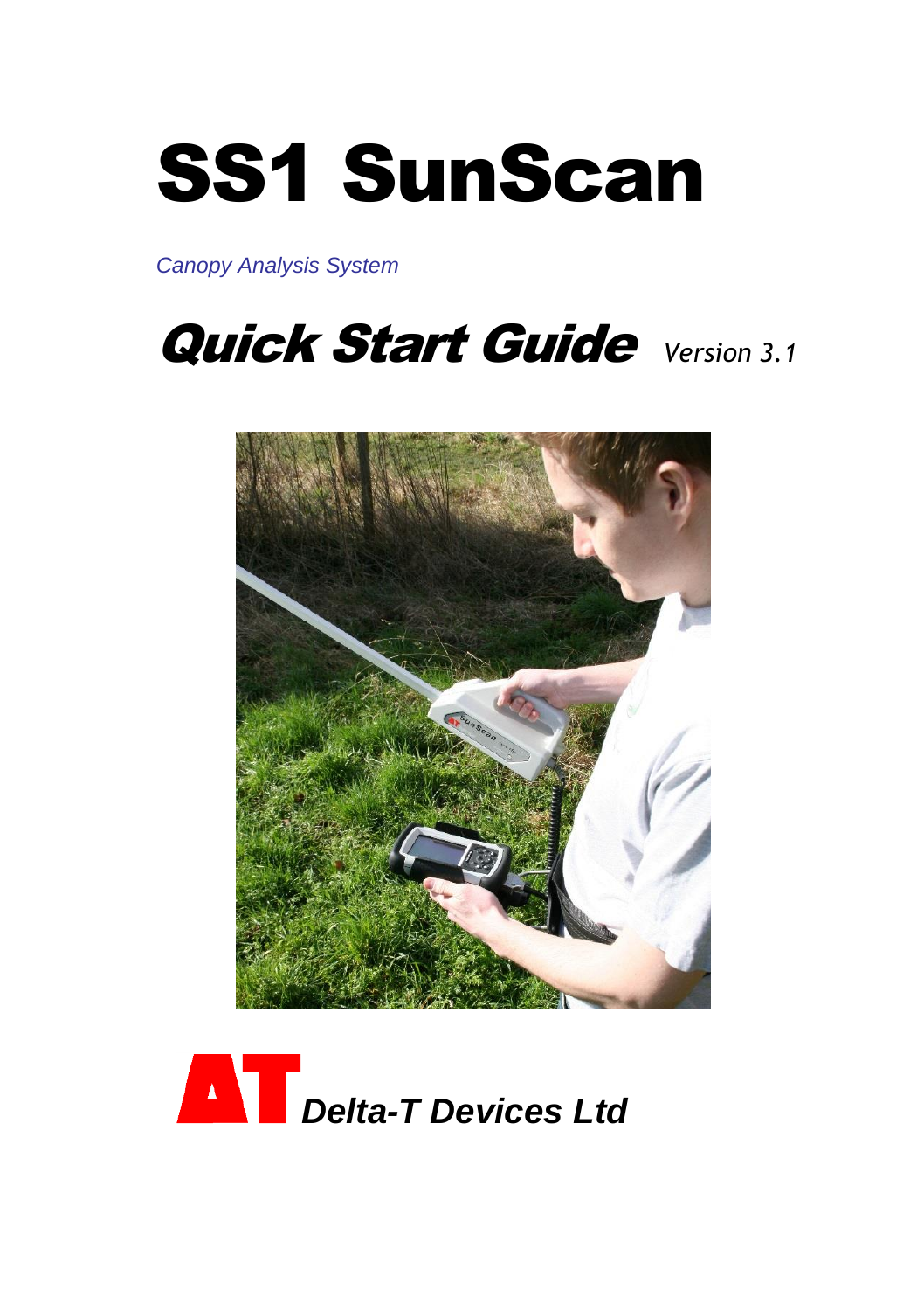# SS1 SunScan

*Canopy Analysis System*

# *Quick Start Guide* *Version 3.1*

***Delta-T Devices Ltd***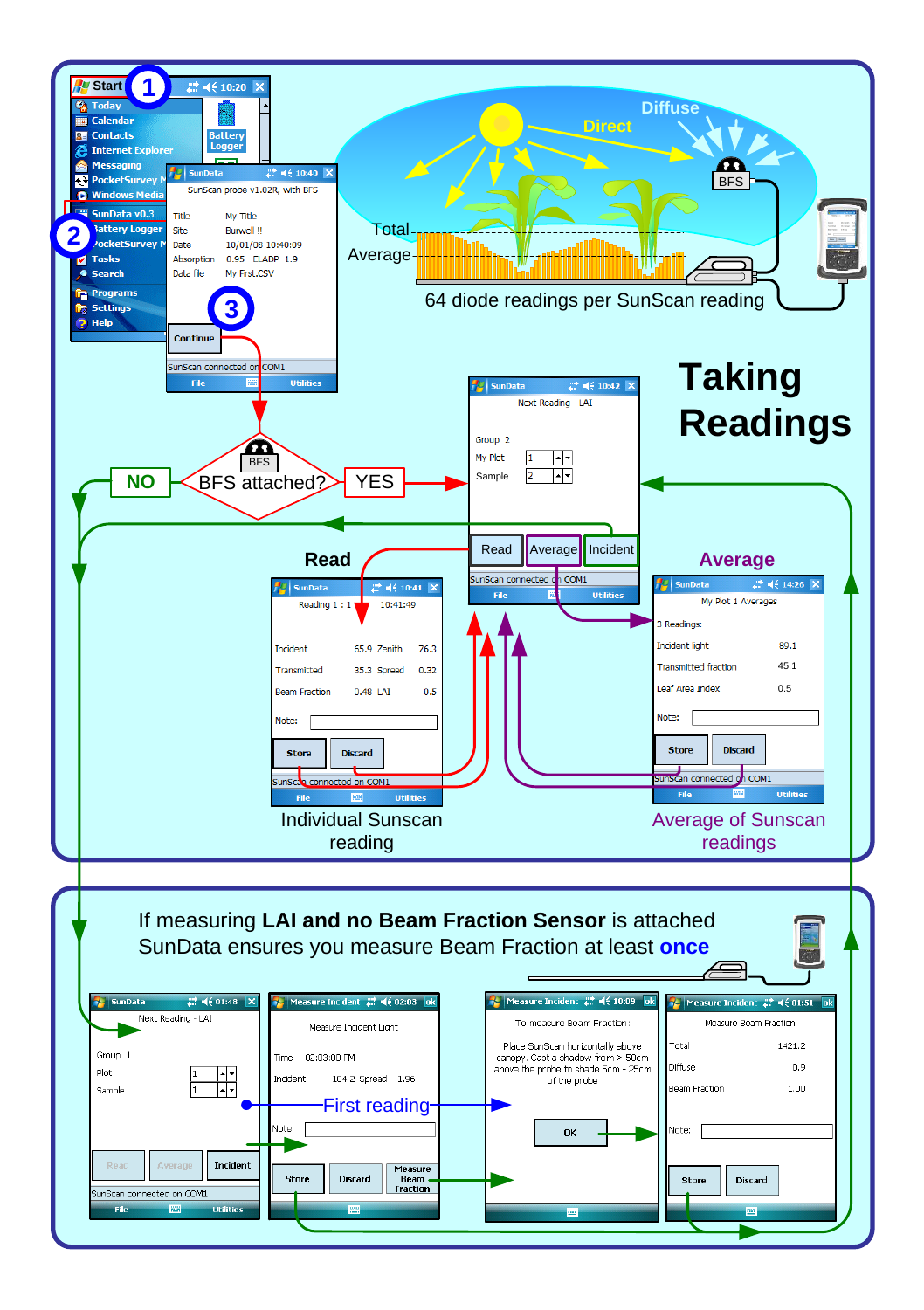# Taking Readings

Start ①
- Today
- Calendar
- Contacts
- Internet Explorer
- Messaging
- PocketSurvey
- Windows Media
- SunData v0.3 ②
- Battery Logger
- PocketSurvey
- Tasks
- Search
- Programs
- Settings
- Help

SunData

SunScan probe v1.02R, with BFS

| | |
|---|---|
| Title | My Title |
| Site | Burwell !! |
| Date | 10/01/08 10:40:09 |
| Absorption | 0.95 ELADP 1.9 |
| Data file | My First.CSV |

Continue ③

SunScan connected on COM1

Direct

Diffuse

BFS

Total

Average

64 diode readings per SunScan reading

BFS attached?

NO

YES

SunData

Next Reading - LAI

Group 2

My Plot 1

Sample 2

Read | Average | Incident

SunScan connected on COM1

## Read

SunData

Reading 1 : 1 10:41:49

| | | | |
|---|---|---|---|
| Incident | 65.9 | Zenith | 76.3 |
| Transmitted | 35.3 | Spread | 0.32 |
| Beam Fraction | 0.48 | LAI | 0.5 |

Note:

Store | Discard

SunScan connected on COM1

Individual Sunscan reading

## Average

SunData

My Plot 1 Averages

3 Readings:

| | |
|---|---|
| Incident light | 89.1 |
| Transmitted fraction | 45.1 |
| Leaf Area Index | 0.5 |

Note:

Store | Discard

SunScan connected on COM1

Average of Sunscan readings

---

If measuring **LAI and no Beam Fraction Sensor** is attached
SunData ensures you measure Beam Fraction at least **once**

SunData

Next Reading - LAI

Group 1

Plot 1

Sample 1

Read | Average | Incident

SunScan connected on COM1

Measure Incident

Measure Incident Light

Time 02:03:00 PM

Incident 184.2 Spread 1.96

First reading

Note:

Store | Discard | Measure Beam Fraction

Measure Incident

To measure Beam Fraction:

Place SunScan horizontally above canopy. Cast a shadow from > 50cm above the probe to shade 5cm - 25cm of the probe

OK

Measure Incident

Measure Beam Fraction

| | |
|---|---|
| Total | 1421.2 |
| Diffuse | 0.9 |
| Beam Fraction | 1.00 |

Note:

Store | Discard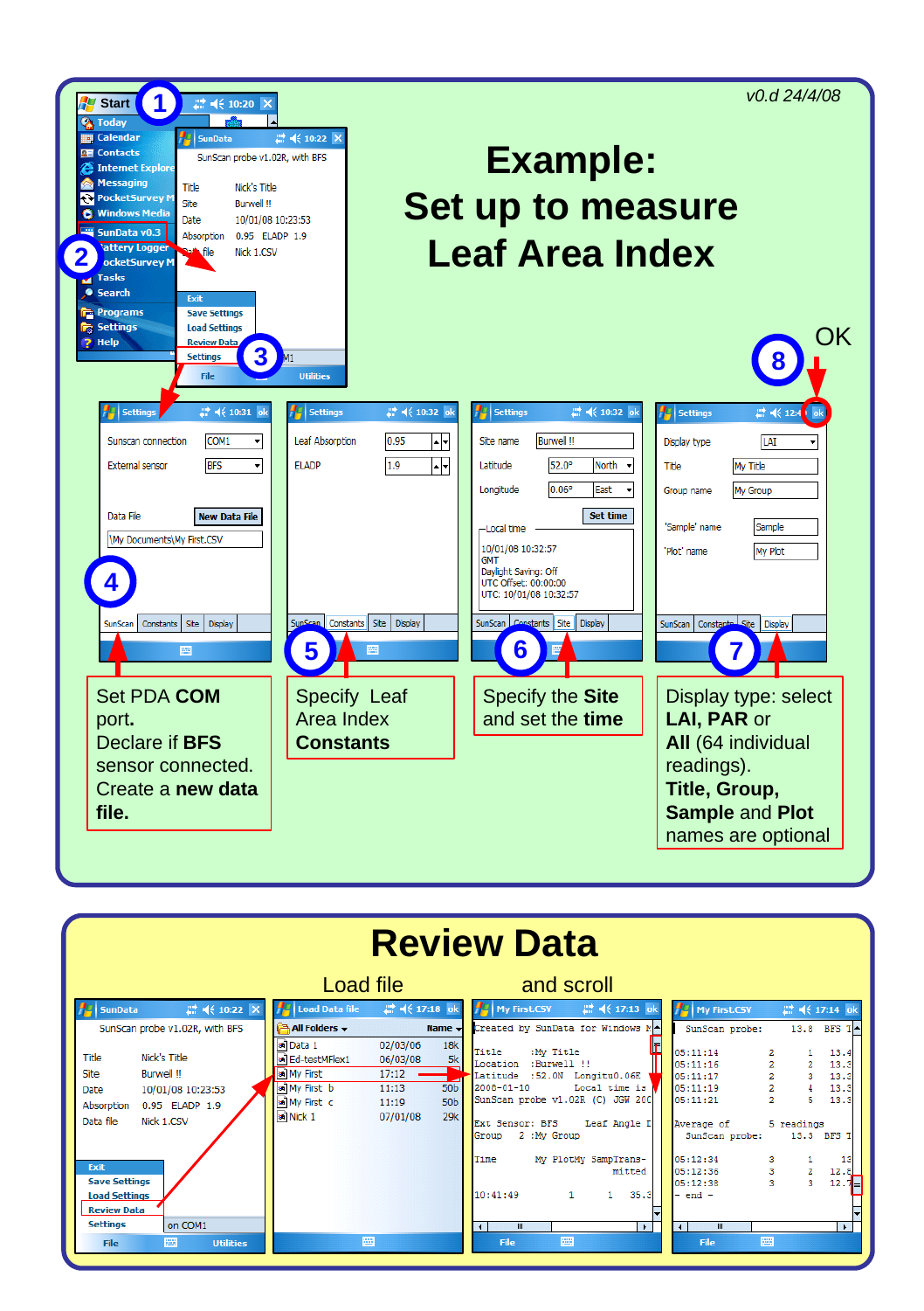v0.d 24/4/08

# Example: Set up to measure Leaf Area Index

OK

**4** Set PDA **COM** port. Declare if **BFS** sensor connected. Create a **new data file.**

**5** Specify Leaf Area Index **Constants**

**6** Specify the **Site** and set the **time**

**7** Display type: select **LAI, PAR** or **All** (64 individual readings). **Title, Group, Sample** and **Plot** names are optional

# Review Data

Load file and scroll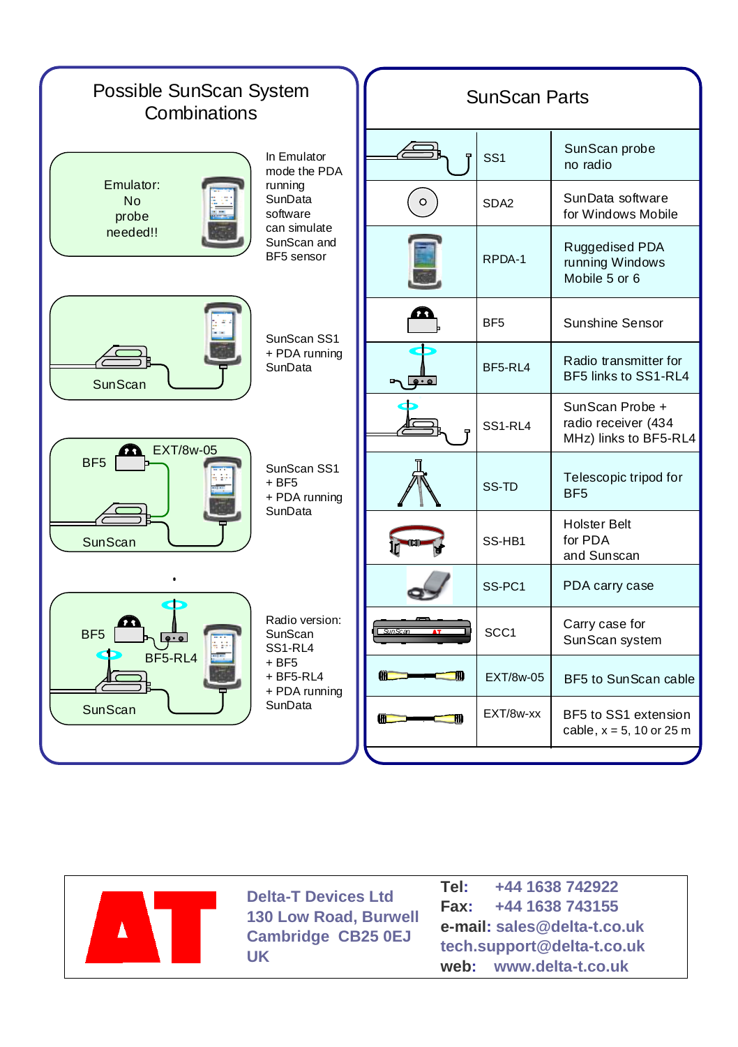## Possible SunScan System Combinations

Emulator: No probe needed!!

In Emulator mode the PDA running SunData software can simulate SunScan and BF5 sensor

SunScan

SunScan SS1 + PDA running SunData

BF5 EXT/8w-05

SunScan

SunScan SS1 + BF5 + PDA running SunData

BF5 BF5-RL4

SunScan

Radio version: SunScan SS1-RL4 + BF5 + BF5-RL4 + PDA running SunData

## SunScan Parts

| | | |
|---|---|---|
| | SS1 | SunScan probe no radio |
| | SDA2 | SunData software for Windows Mobile |
| | RPDA-1 | Ruggedised PDA running Windows Mobile 5 or 6 |
| | BF5 | Sunshine Sensor |
| | BF5-RL4 | Radio transmitter for BF5 links to SS1-RL4 |
| | SS1-RL4 | SunScan Probe + radio receiver (434 MHz) links to BF5-RL4 |
| | SS-TD | Telescopic tripod for BF5 |
| | SS-HB1 | Holster Belt for PDA and Sunscan |
| | SS-PC1 | PDA carry case |
| | SCC1 | Carry case for SunScan system |
| | EXT/8w-05 | BF5 to SunScan cable |
| | EXT/8w-xx | BF5 to SS1 extension cable, x = 5, 10 or 25 m |

**Delta-T Devices Ltd**
**130 Low Road, Burwell**
**Cambridge CB25 0EJ**
**UK**

**Tel:** +44 1638 742922
**Fax:** +44 1638 743155
**e-mail:** sales@delta-t.co.uk
tech.support@delta-t.co.uk
**web:** www.delta-t.co.uk